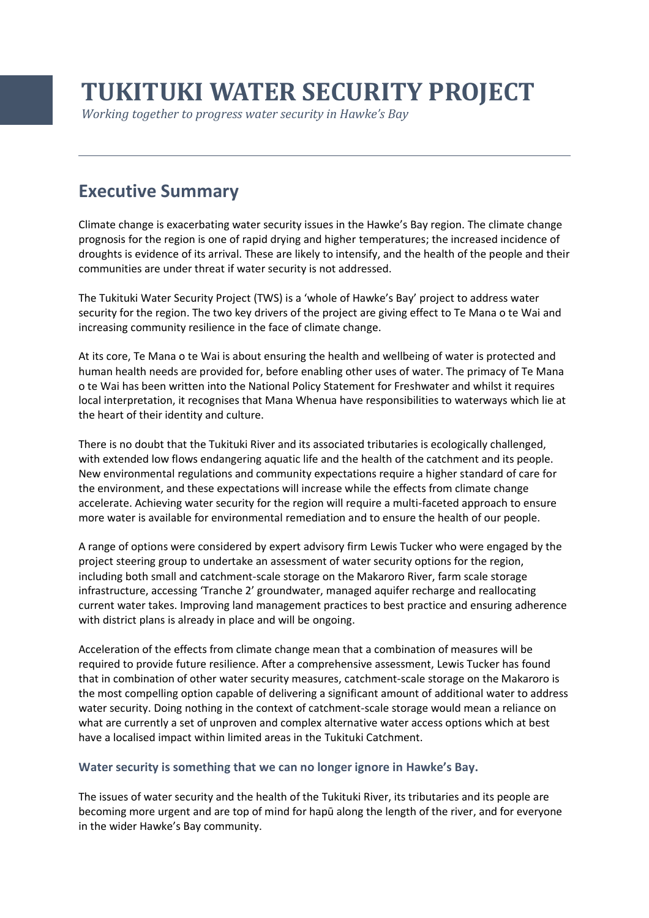# TUKITUKI WATER SECURITY PROJECT

*Working together to progress water security in Hawke's Bay*

## Executive Summary

Climate change is exacerbating water security issues in the Hawke's Bay region. The climate change prognosis for the region is one of rapid drying and higher temperatures; the increased incidence of droughts is evidence of its arrival. These are likely to intensify, and the health of the people and their communities are under threat if water security is not addressed.

The Tukituki Water Security Project (TWS) is a 'whole of Hawke's Bay' project to address water security for the region. The two key drivers of the project are giving effect to Te Mana o te Wai and increasing community resilience in the face of climate change.

At its core, Te Mana o te Wai is about ensuring the health and wellbeing of water is protected and human health needs are provided for, before enabling other uses of water. The primacy of Te Mana o te Wai has been written into the National Policy Statement for Freshwater and whilst it requires local interpretation, it recognises that Mana Whenua have responsibilities to waterways which lie at the heart of their identity and culture.

There is no doubt that the Tukituki River and its associated tributaries is ecologically challenged, with extended low flows endangering aquatic life and the health of the catchment and its people. New environmental regulations and community expectations require a higher standard of care for the environment, and these expectations will increase while the effects from climate change accelerate. Achieving water security for the region will require a multi-faceted approach to ensure more water is available for environmental remediation and to ensure the health of our people.

A range of options were considered by expert advisory firm Lewis Tucker who were engaged by the project steering group to undertake an assessment of water security options for the region, including both small and catchment-scale storage on the Makaroro River, farm scale storage infrastructure, accessing 'Tranche 2' groundwater, managed aquifer recharge and reallocating current water takes. Improving land management practices to best practice and ensuring adherence with district plans is already in place and will be ongoing.

Acceleration of the effects from climate change mean that a combination of measures will be required to provide future resilience. After a comprehensive assessment, Lewis Tucker has found that in combination of other water security measures, catchment-scale storage on the Makaroro is the most compelling option capable of delivering a significant amount of additional water to address water security. Doing nothing in the context of catchment-scale storage would mean a reliance on what are currently a set of unproven and complex alternative water access options which at best have a localised impact within limited areas in the Tukituki Catchment.

### Water security is something that we can no longer ignore in Hawke's Bay.

The issues of water security and the health of the Tukituki River, its tributaries and its people are becoming more urgent and are top of mind for hapū along the length of the river, and for everyone in the wider Hawke's Bay community.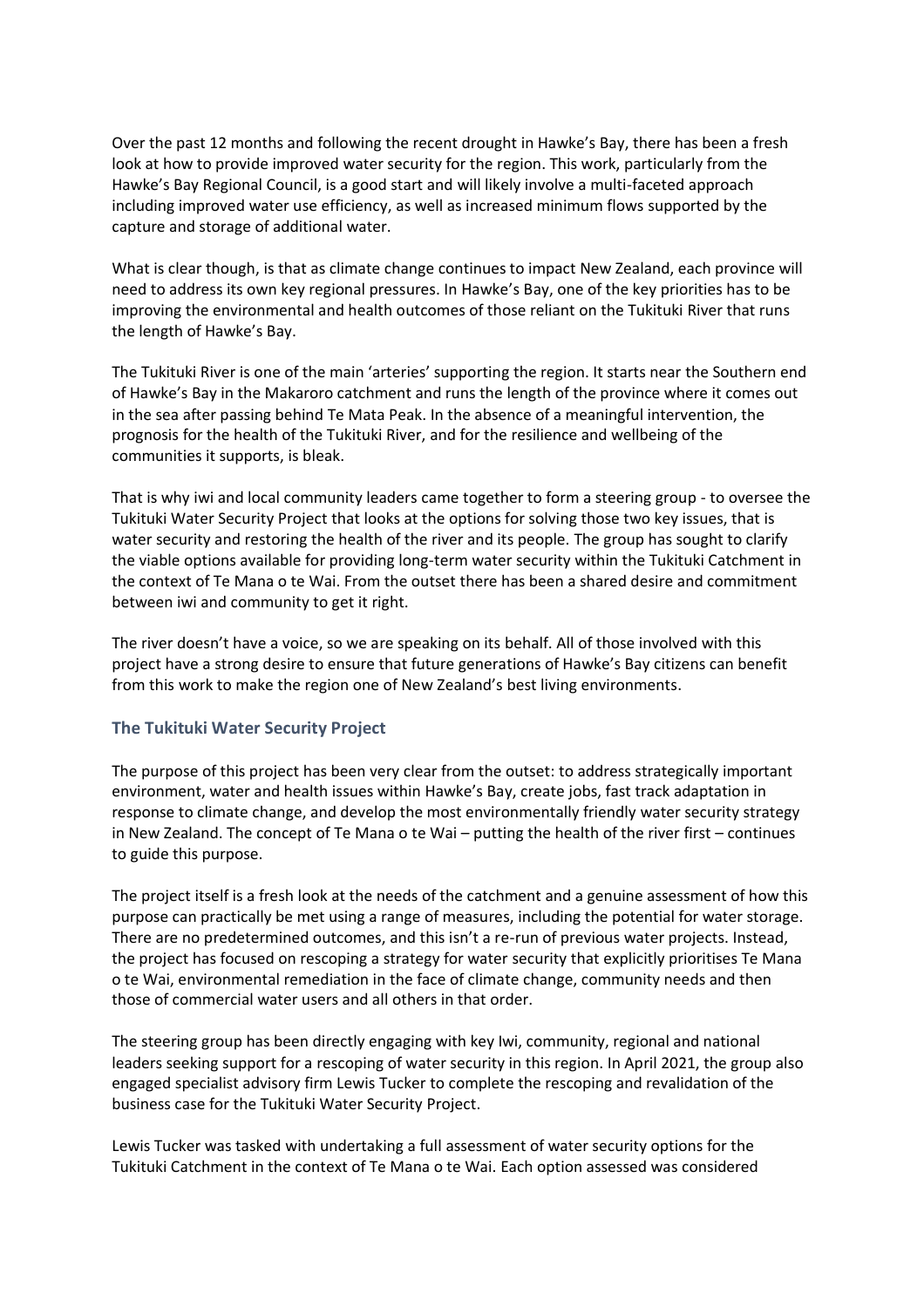Over the past 12 months and following the recent drought in Hawke's Bay, there has been a fresh look at how to provide improved water security for the region. This work, particularly from the Hawke's Bay Regional Council, is a good start and will likely involve a multi-faceted approach including improved water use efficiency, as well as increased minimum flows supported by the capture and storage of additional water.

What is clear though, is that as climate change continues to impact New Zealand, each province will need to address its own key regional pressures. In Hawke's Bay, one of the key priorities has to be improving the environmental and health outcomes of those reliant on the Tukituki River that runs the length of Hawke's Bay.

The Tukituki River is one of the main 'arteries' supporting the region. It starts near the Southern end of Hawke's Bay in the Makaroro catchment and runs the length of the province where it comes out in the sea after passing behind Te Mata Peak. In the absence of a meaningful intervention, the prognosis for the health of the Tukituki River, and for the resilience and wellbeing of the communities it supports, is bleak.

That is why iwi and local community leaders came together to form a steering group - to oversee the Tukituki Water Security Project that looks at the options for solving those two key issues, that is water security and restoring the health of the river and its people. The group has sought to clarify the viable options available for providing long-term water security within the Tukituki Catchment in the context of Te Mana o te Wai. From the outset there has been a shared desire and commitment between iwi and community to get it right.

The river doesn't have a voice, so we are speaking on its behalf. All of those involved with this project have a strong desire to ensure that future generations of Hawke's Bay citizens can benefit from this work to make the region one of New Zealand's best living environments.

### The Tukituki Water Security Project

The purpose of this project has been very clear from the outset: to address strategically important environment, water and health issues within Hawke's Bay, create jobs, fast track adaptation in response to climate change, and develop the most environmentally friendly water security strategy in New Zealand. The concept of Te Mana o te Wai – putting the health of the river first – continues to guide this purpose.

The project itself is a fresh look at the needs of the catchment and a genuine assessment of how this purpose can practically be met using a range of measures, including the potential for water storage. There are no predetermined outcomes, and this isn't a re-run of previous water projects. Instead, the project has focused on rescoping a strategy for water security that explicitly prioritises Te Mana o te Wai, environmental remediation in the face of climate change, community needs and then those of commercial water users and all others in that order.

The steering group has been directly engaging with key Iwi, community, regional and national leaders seeking support for a rescoping of water security in this region. In April 2021, the group also engaged specialist advisory firm Lewis Tucker to complete the rescoping and revalidation of the business case for the Tukituki Water Security Project.

Lewis Tucker was tasked with undertaking a full assessment of water security options for the Tukituki Catchment in the context of Te Mana o te Wai. Each option assessed was considered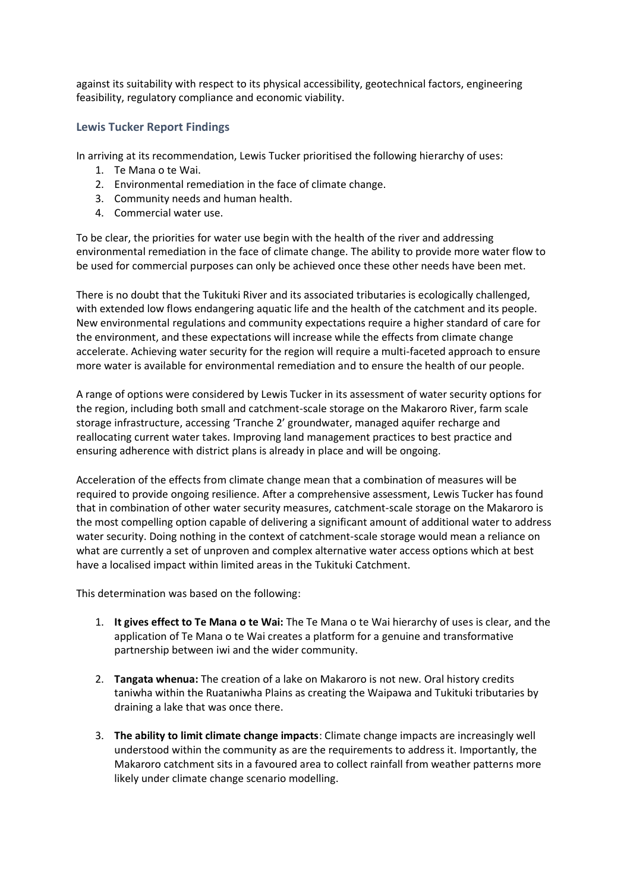against its suitability with respect to its physical accessibility, geotechnical factors, engineering feasibility, regulatory compliance and economic viability.

### Lewis Tucker Report Findings

In arriving at its recommendation, Lewis Tucker prioritised the following hierarchy of uses:

1. Te Mana o te Wai.
2. Environmental remediation in the face of climate change.
3. Community needs and human health.
4. Commercial water use.

To be clear, the priorities for water use begin with the health of the river and addressing environmental remediation in the face of climate change. The ability to provide more water flow to be used for commercial purposes can only be achieved once these other needs have been met.

There is no doubt that the Tukituki River and its associated tributaries is ecologically challenged, with extended low flows endangering aquatic life and the health of the catchment and its people. New environmental regulations and community expectations require a higher standard of care for the environment, and these expectations will increase while the effects from climate change accelerate. Achieving water security for the region will require a multi-faceted approach to ensure more water is available for environmental remediation and to ensure the health of our people.

A range of options were considered by Lewis Tucker in its assessment of water security options for the region, including both small and catchment-scale storage on the Makaroro River, farm scale storage infrastructure, accessing 'Tranche 2' groundwater, managed aquifer recharge and reallocating current water takes. Improving land management practices to best practice and ensuring adherence with district plans is already in place and will be ongoing.

Acceleration of the effects from climate change mean that a combination of measures will be required to provide ongoing resilience. After a comprehensive assessment, Lewis Tucker has found that in combination of other water security measures, catchment-scale storage on the Makaroro is the most compelling option capable of delivering a significant amount of additional water to address water security. Doing nothing in the context of catchment-scale storage would mean a reliance on what are currently a set of unproven and complex alternative water access options which at best have a localised impact within limited areas in the Tukituki Catchment.

This determination was based on the following:

1. **It gives effect to Te Mana o te Wai:** The Te Mana o te Wai hierarchy of uses is clear, and the application of Te Mana o te Wai creates a platform for a genuine and transformative partnership between iwi and the wider community.

2. **Tangata whenua:** The creation of a lake on Makaroro is not new. Oral history credits taniwha within the Ruataniwha Plains as creating the Waipawa and Tukituki tributaries by draining a lake that was once there.

3. **The ability to limit climate change impacts**: Climate change impacts are increasingly well understood within the community as are the requirements to address it. Importantly, the Makaroro catchment sits in a favoured area to collect rainfall from weather patterns more likely under climate change scenario modelling.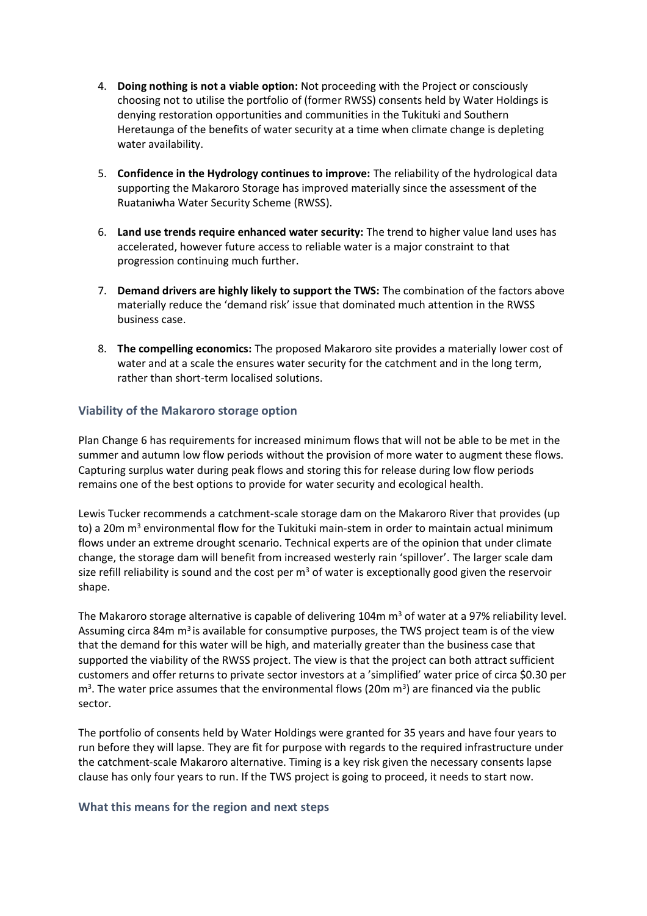4. **Doing nothing is not a viable option:** Not proceeding with the Project or consciously choosing not to utilise the portfolio of (former RWSS) consents held by Water Holdings is denying restoration opportunities and communities in the Tukituki and Southern Heretaunga of the benefits of water security at a time when climate change is depleting water availability.

5. **Confidence in the Hydrology continues to improve:** The reliability of the hydrological data supporting the Makaroro Storage has improved materially since the assessment of the Ruataniwha Water Security Scheme (RWSS).

6. **Land use trends require enhanced water security:** The trend to higher value land uses has accelerated, however future access to reliable water is a major constraint to that progression continuing much further.

7. **Demand drivers are highly likely to support the TWS:** The combination of the factors above materially reduce the 'demand risk' issue that dominated much attention in the RWSS business case.

8. **The compelling economics:** The proposed Makaroro site provides a materially lower cost of water and at a scale the ensures water security for the catchment and in the long term, rather than short-term localised solutions.

### Viability of the Makaroro storage option

Plan Change 6 has requirements for increased minimum flows that will not be able to be met in the summer and autumn low flow periods without the provision of more water to augment these flows. Capturing surplus water during peak flows and storing this for release during low flow periods remains one of the best options to provide for water security and ecological health.

Lewis Tucker recommends a catchment-scale storage dam on the Makaroro River that provides (up to) a 20m $m^3$ environmental flow for the Tukituki main-stem in order to maintain actual minimum flows under an extreme drought scenario. Technical experts are of the opinion that under climate change, the storage dam will benefit from increased westerly rain 'spillover'. The larger scale dam size refill reliability is sound and the cost per $m^3$ of water is exceptionally good given the reservoir shape.

The Makaroro storage alternative is capable of delivering 104m $m^3$ of water at a 97% reliability level. Assuming circa 84m $m^3$ is available for consumptive purposes, the TWS project team is of the view that the demand for this water will be high, and materially greater than the business case that supported the viability of the RWSS project. The view is that the project can both attract sufficient customers and offer returns to private sector investors at a 'simplified' water price of circa \$0.30 per $m^3$. The water price assumes that the environmental flows (20m $m^3$) are financed via the public sector.

The portfolio of consents held by Water Holdings were granted for 35 years and have four years to run before they will lapse. They are fit for purpose with regards to the required infrastructure under the catchment-scale Makaroro alternative. Timing is a key risk given the necessary consents lapse clause has only four years to run. If the TWS project is going to proceed, it needs to start now.

### What this means for the region and next steps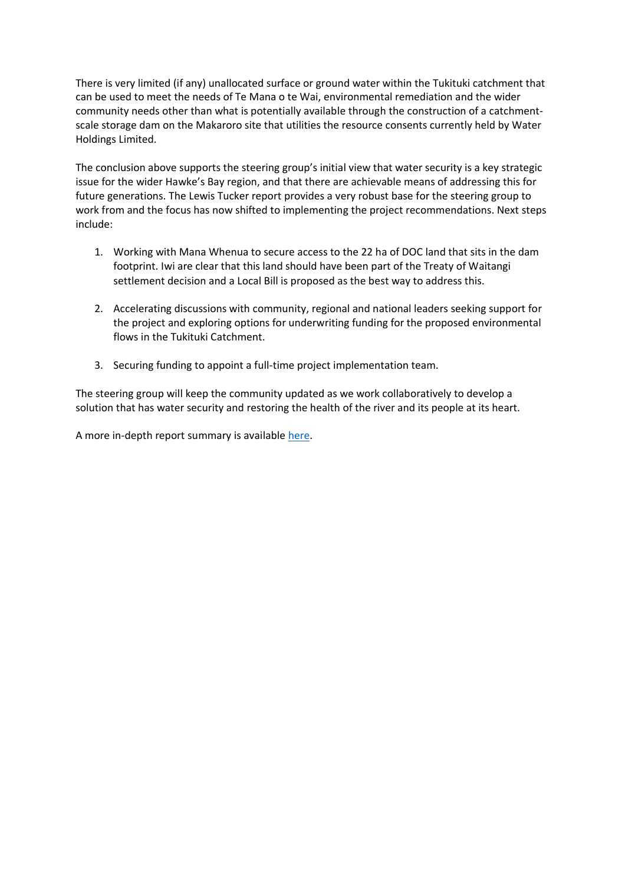There is very limited (if any) unallocated surface or ground water within the Tukituki catchment that can be used to meet the needs of Te Mana o te Wai, environmental remediation and the wider community needs other than what is potentially available through the construction of a catchment-scale storage dam on the Makaroro site that utilities the resource consents currently held by Water Holdings Limited.

The conclusion above supports the steering group's initial view that water security is a key strategic issue for the wider Hawke's Bay region, and that there are achievable means of addressing this for future generations. The Lewis Tucker report provides a very robust base for the steering group to work from and the focus has now shifted to implementing the project recommendations. Next steps include:

1. Working with Mana Whenua to secure access to the 22 ha of DOC land that sits in the dam footprint. Iwi are clear that this land should have been part of the Treaty of Waitangi settlement decision and a Local Bill is proposed as the best way to address this.

2. Accelerating discussions with community, regional and national leaders seeking support for the project and exploring options for underwriting funding for the proposed environmental flows in the Tukituki Catchment.

3. Securing funding to appoint a full-time project implementation team.

The steering group will keep the community updated as we work collaboratively to develop a solution that has water security and restoring the health of the river and its people at its heart.

A more in-depth report summary is available here.